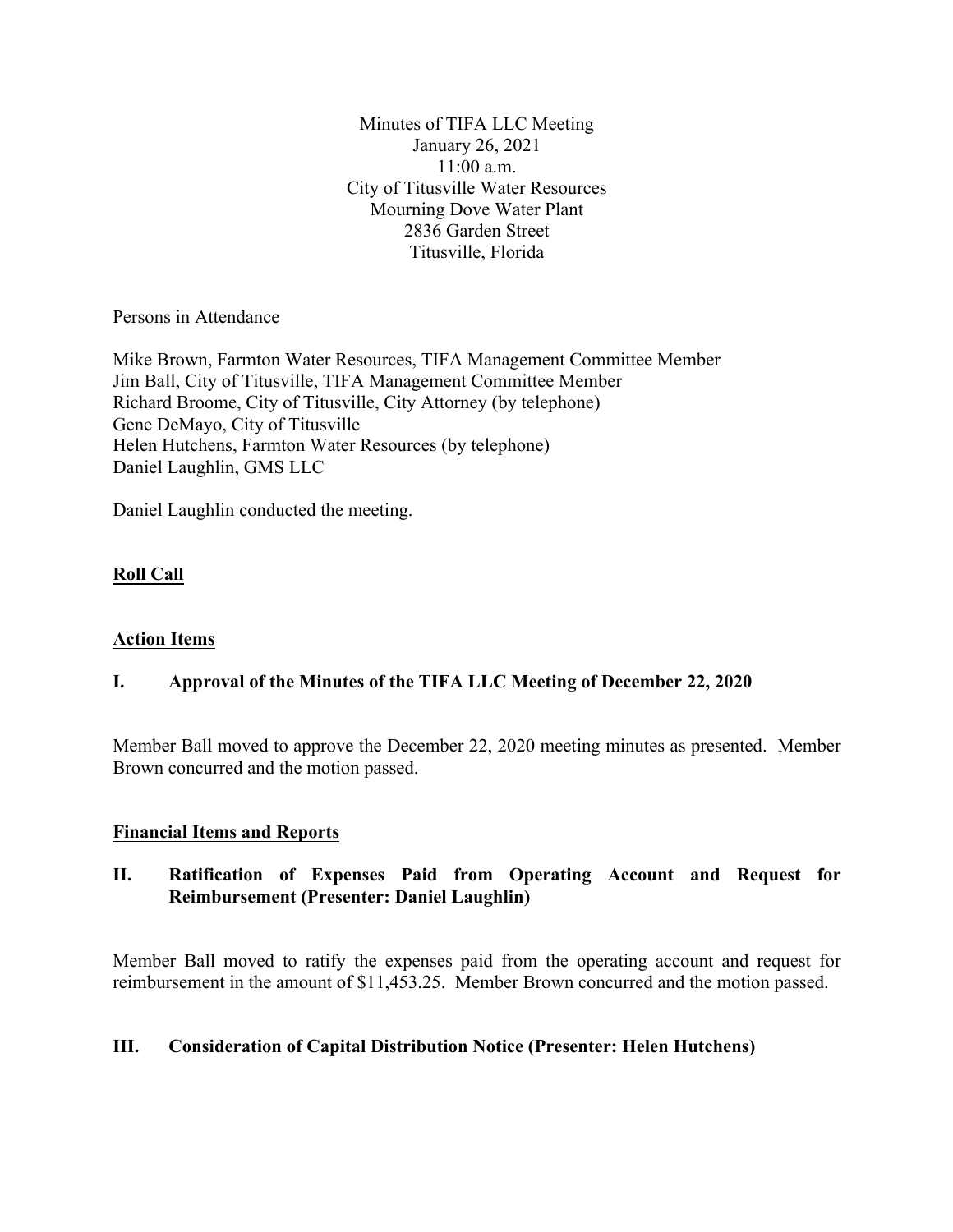Minutes of TIFA LLC Meeting
January 26, 2021
11:00 a.m.
City of Titusville Water Resources
Mourning Dove Water Plant
2836 Garden Street
Titusville, Florida

Persons in Attendance

Mike Brown, Farmton Water Resources, TIFA Management Committee Member
Jim Ball, City of Titusville, TIFA Management Committee Member
Richard Broome, City of Titusville, City Attorney (by telephone)
Gene DeMayo, City of Titusville
Helen Hutchens, Farmton Water Resources (by telephone)
Daniel Laughlin, GMS LLC

Daniel Laughlin conducted the meeting.

**Roll Call**

**Action Items**

## I. Approval of the Minutes of the TIFA LLC Meeting of December 22, 2020

Member Ball moved to approve the December 22, 2020 meeting minutes as presented. Member Brown concurred and the motion passed.

**Financial Items and Reports**

## II. Ratification of Expenses Paid from Operating Account and Request for Reimbursement (Presenter: Daniel Laughlin)

Member Ball moved to ratify the expenses paid from the operating account and request for reimbursement in the amount of $11,453.25. Member Brown concurred and the motion passed.

## III. Consideration of Capital Distribution Notice (Presenter: Helen Hutchens)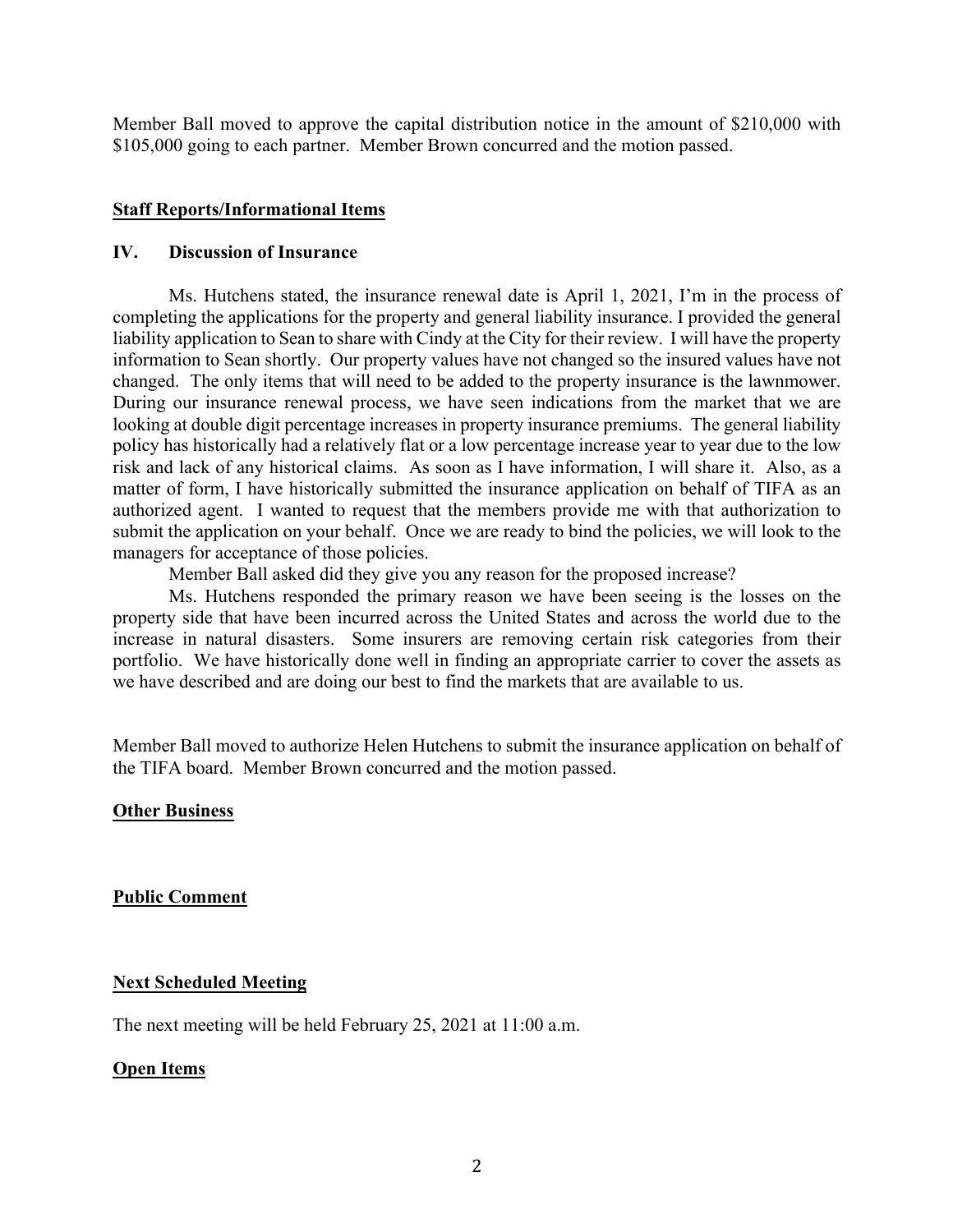Member Ball moved to approve the capital distribution notice in the amount of $210,000 with $105,000 going to each partner. Member Brown concurred and the motion passed.

## **Staff Reports/Informational Items**

### IV. Discussion of Insurance

Ms. Hutchens stated, the insurance renewal date is April 1, 2021, I'm in the process of completing the applications for the property and general liability insurance. I provided the general liability application to Sean to share with Cindy at the City for their review. I will have the property information to Sean shortly. Our property values have not changed so the insured values have not changed. The only items that will need to be added to the property insurance is the lawnmower. During our insurance renewal process, we have seen indications from the market that we are looking at double digit percentage increases in property insurance premiums. The general liability policy has historically had a relatively flat or a low percentage increase year to year due to the low risk and lack of any historical claims. As soon as I have information, I will share it. Also, as a matter of form, I have historically submitted the insurance application on behalf of TIFA as an authorized agent. I wanted to request that the members provide me with that authorization to submit the application on your behalf. Once we are ready to bind the policies, we will look to the managers for acceptance of those policies.

Member Ball asked did they give you any reason for the proposed increase?

Ms. Hutchens responded the primary reason we have been seeing is the losses on the property side that have been incurred across the United States and across the world due to the increase in natural disasters. Some insurers are removing certain risk categories from their portfolio. We have historically done well in finding an appropriate carrier to cover the assets as we have described and are doing our best to find the markets that are available to us.

Member Ball moved to authorize Helen Hutchens to submit the insurance application on behalf of the TIFA board. Member Brown concurred and the motion passed.

## **Other Business**

## **Public Comment**

## **Next Scheduled Meeting**

The next meeting will be held February 25, 2021 at 11:00 a.m.

## **Open Items**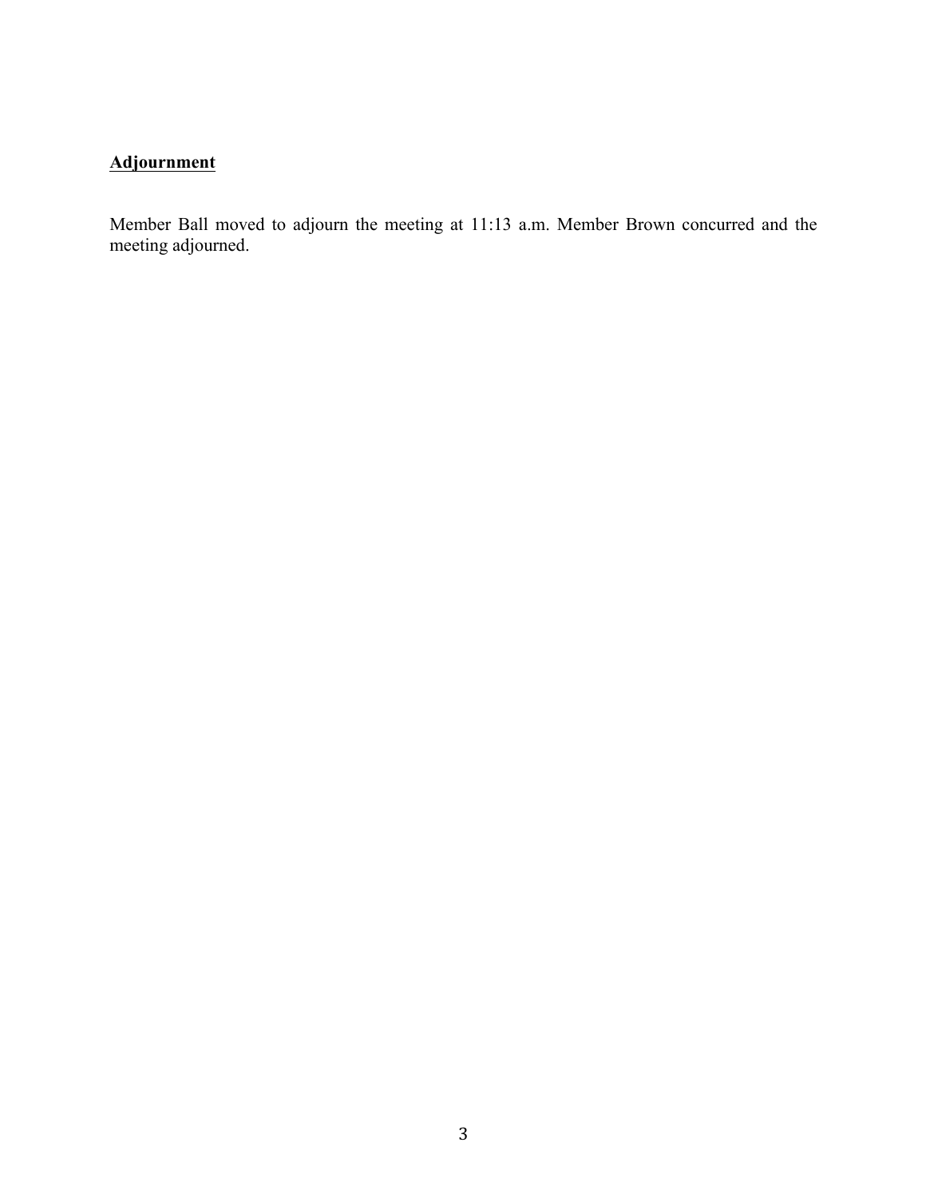**Adjournment**

Member Ball moved to adjourn the meeting at 11:13 a.m. Member Brown concurred and the meeting adjourned.